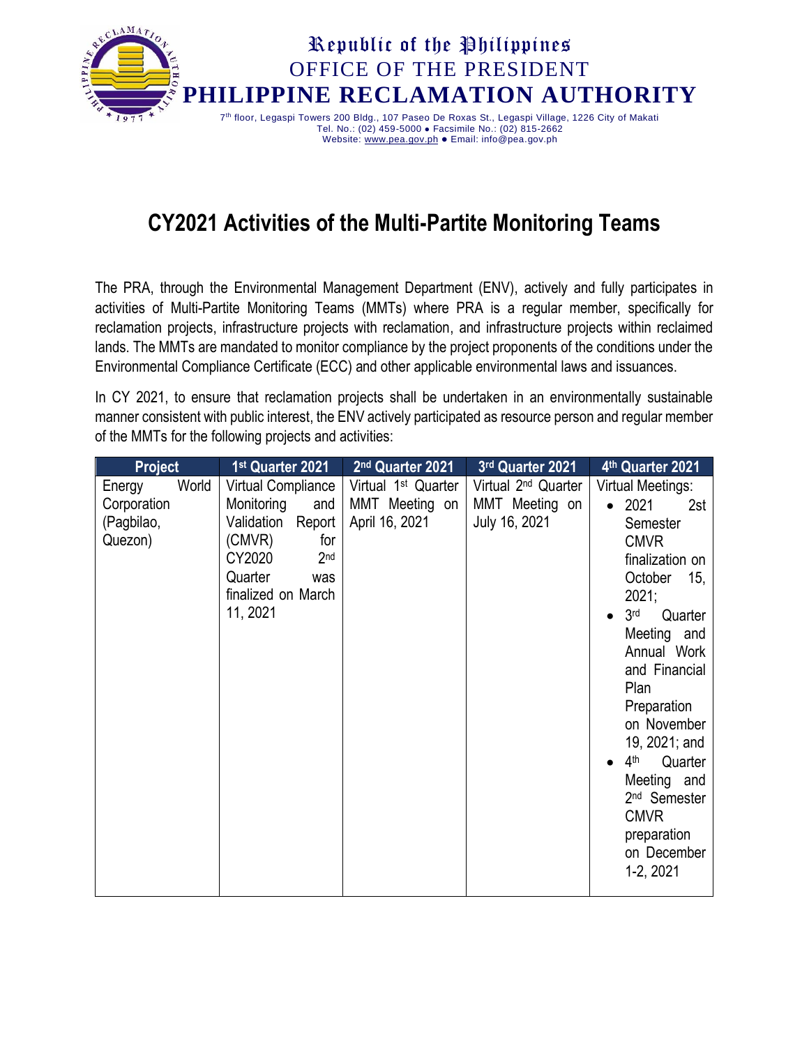Republic of the Philippines
OFFICE OF THE PRESIDENT
**PHILIPPINE RECLAMATION AUTHORITY**

7th floor, Legaspi Towers 200 Bldg., 107 Paseo De Roxas St., Legaspi Village, 1226 City of Makati
Tel. No.: (02) 459-5000 ● Facsimile No.: (02) 815-2662
Website: www.pea.gov.ph ● Email: info@pea.gov.ph

# CY2021 Activities of the Multi-Partite Monitoring Teams

The PRA, through the Environmental Management Department (ENV), actively and fully participates in activities of Multi-Partite Monitoring Teams (MMTs) where PRA is a regular member, specifically for reclamation projects, infrastructure projects with reclamation, and infrastructure projects within reclaimed lands. The MMTs are mandated to monitor compliance by the project proponents of the conditions under the Environmental Compliance Certificate (ECC) and other applicable environmental laws and issuances.

In CY 2021, to ensure that reclamation projects shall be undertaken in an environmentally sustainable manner consistent with public interest, the ENV actively participated as resource person and regular member of the MMTs for the following projects and activities:

| Project | 1st Quarter 2021 | 2nd Quarter 2021 | 3rd Quarter 2021 | 4th Quarter 2021 |
|---|---|---|---|---|
| Energy World Corporation (Pagbilao, Quezon) | Virtual Compliance Monitoring and Validation Report (CMVR) for CY2020 2nd Quarter was finalized on March 11, 2021 | Virtual 1st Quarter MMT Meeting on April 16, 2021 | Virtual 2nd Quarter MMT Meeting on July 16, 2021 | Virtual Meetings:<br>• 2021 2st Semester CMVR finalization on October 15, 2021;<br>• 3rd Quarter Meeting and Annual Work and Financial Plan Preparation on November 19, 2021; and<br>• 4th Quarter Meeting and 2nd Semester CMVR preparation on December 1-2, 2021 |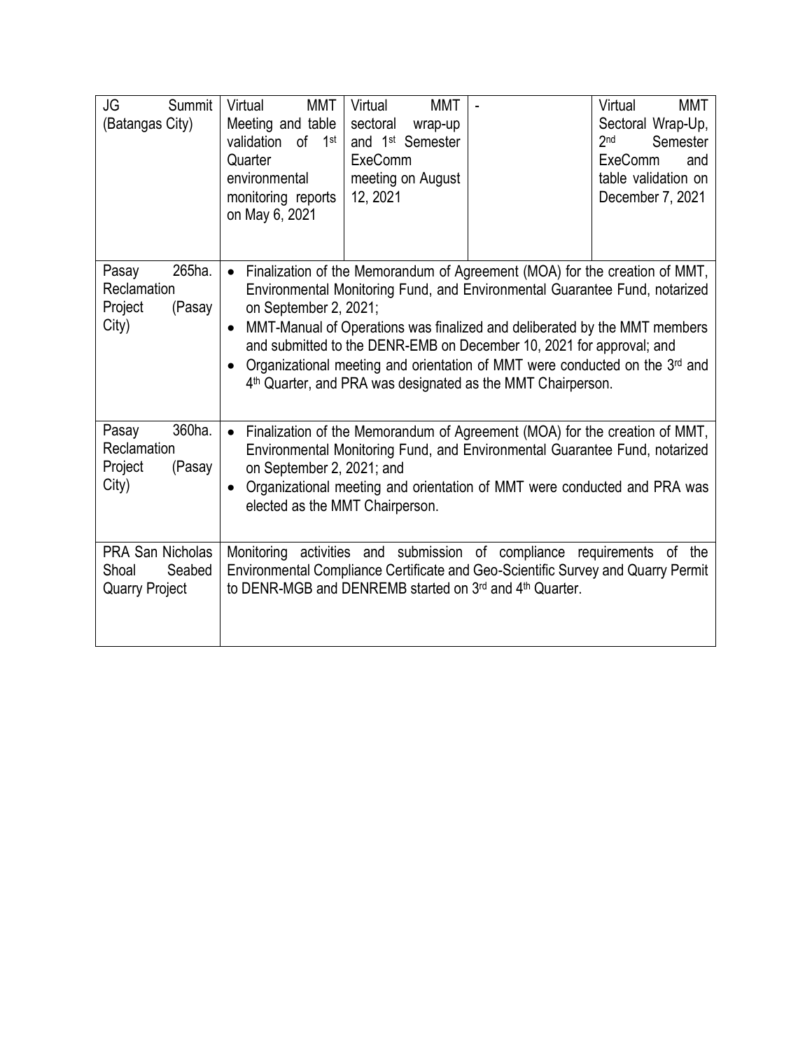| | | | | |
|---|---|---|---|---|
| JG Summit (Batangas City) | Virtual MMT Meeting and table validation of 1st Quarter environmental monitoring reports on May 6, 2021 | Virtual MMT sectoral wrap-up and 1st Semester ExeComm meeting on August 12, 2021 | - | Virtual MMT Sectoral Wrap-Up, 2nd Semester ExeComm and table validation on December 7, 2021 |
| Pasay 265ha. Reclamation Project (Pasay City) | • Finalization of the Memorandum of Agreement (MOA) for the creation of MMT, Environmental Monitoring Fund, and Environmental Guarantee Fund, notarized on September 2, 2021;<br>• MMT-Manual of Operations was finalized and deliberated by the MMT members and submitted to the DENR-EMB on December 10, 2021 for approval; and<br>• Organizational meeting and orientation of MMT were conducted on the 3rd and 4th Quarter, and PRA was designated as the MMT Chairperson. | | | |
| Pasay 360ha. Reclamation Project (Pasay City) | • Finalization of the Memorandum of Agreement (MOA) for the creation of MMT, Environmental Monitoring Fund, and Environmental Guarantee Fund, notarized on September 2, 2021; and<br>• Organizational meeting and orientation of MMT were conducted and PRA was elected as the MMT Chairperson. | | | |
| PRA San Nicholas Shoal Seabed Quarry Project | Monitoring activities and submission of compliance requirements of the Environmental Compliance Certificate and Geo-Scientific Survey and Quarry Permit to DENR-MGB and DENREMB started on 3rd and 4th Quarter. | | | |